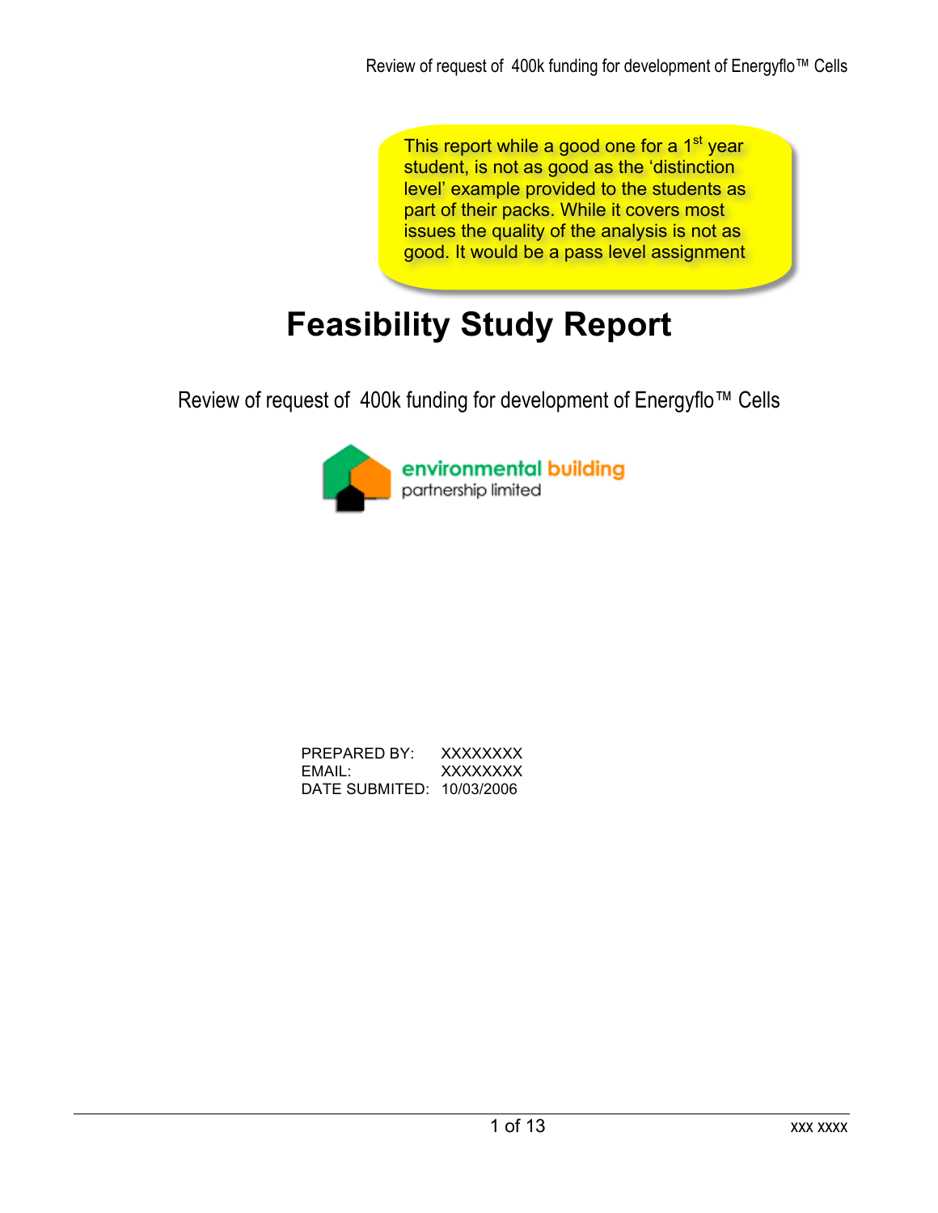> This report while a good one for a 1st year student, is not as good as the 'distinction level' example provided to the students as part of their packs. While it covers most issues the quality of the analysis is not as good. It would be a pass level assignment

# Feasibility Study Report

Review of request of 400k funding for development of Energyflo™ Cells

environmental building partnership limited

PREPARED BY: XXXXXXXX
EMAIL: XXXXXXXX
DATE SUBMITED: 10/03/2006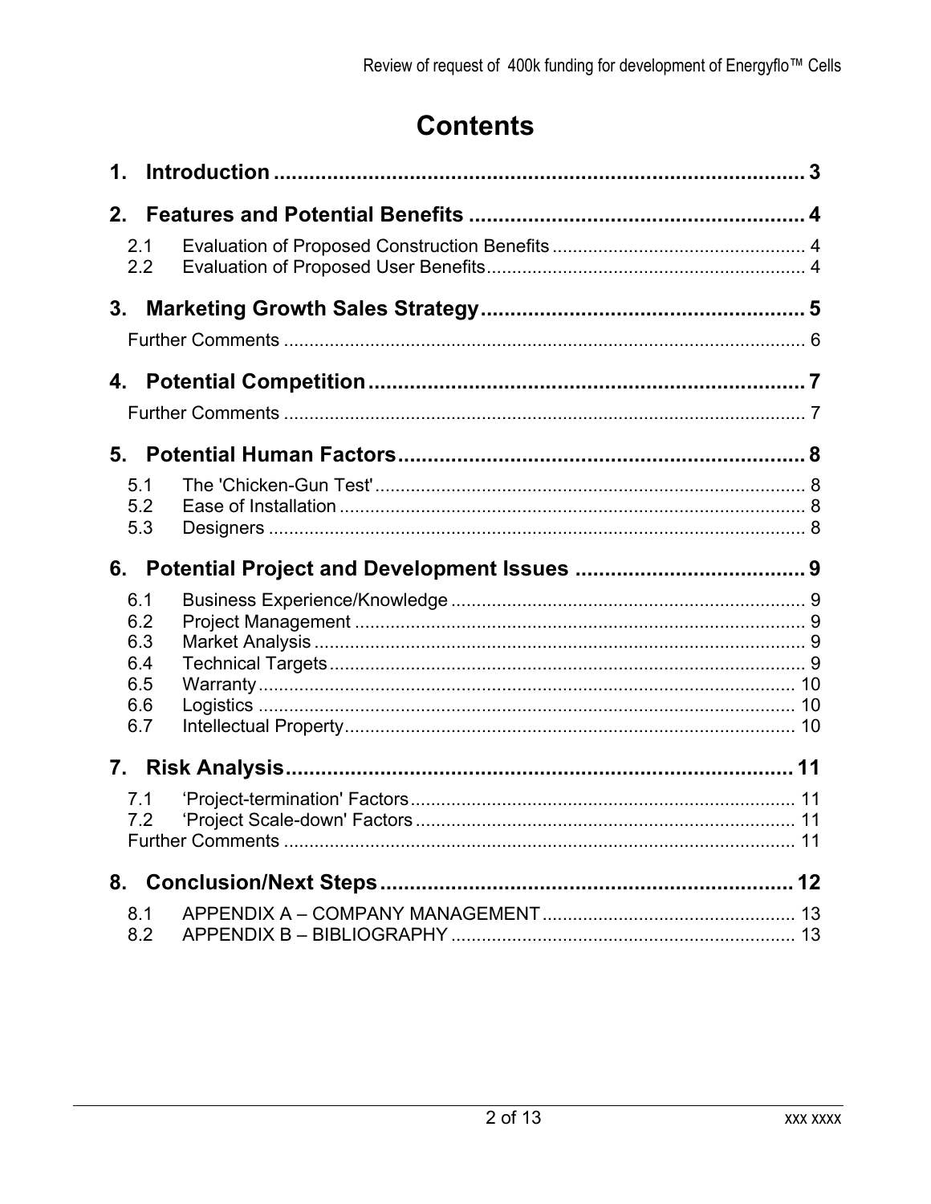# Contents

**1. Introduction ........................................................................................ 3**

**2. Features and Potential Benefits ....................................................... 4**

2.1 Evaluation of Proposed Construction Benefits ................................................ 4
2.2 Evaluation of Proposed User Benefits.............................................................. 4

**3. Marketing Growth Sales Strategy...................................................... 5**

Further Comments ...................................................................................................... 6

**4. Potential Competition ........................................................................ 7**

Further Comments ...................................................................................................... 7

**5. Potential Human Factors................................................................... 8**

5.1 The 'Chicken-Gun Test' .................................................................................... 8
5.2 Ease of Installation .......................................................................................... 8
5.3 Designers ........................................................................................................ 8

**6. Potential Project and Development Issues ...................................... 9**

6.1 Business Experience/Knowledge ..................................................................... 9
6.2 Project Management ........................................................................................ 9
6.3 Market Analysis ................................................................................................ 9
6.4 Technical Targets ............................................................................................. 9
6.5 Warranty ......................................................................................................... 10
6.6 Logistics ......................................................................................................... 10
6.7 Intellectual Property........................................................................................ 10

**7. Risk Analysis..................................................................................... 11**

7.1 'Project-termination' Factors ........................................................................... 11
7.2 'Project Scale-down' Factors .......................................................................... 11
Further Comments .................................................................................................... 11

**8. Conclusion/Next Steps ..................................................................... 12**

8.1 APPENDIX A – COMPANY MANAGEMENT .................................................. 13
8.2 APPENDIX B – BIBLIOGRAPHY ................................................................... 13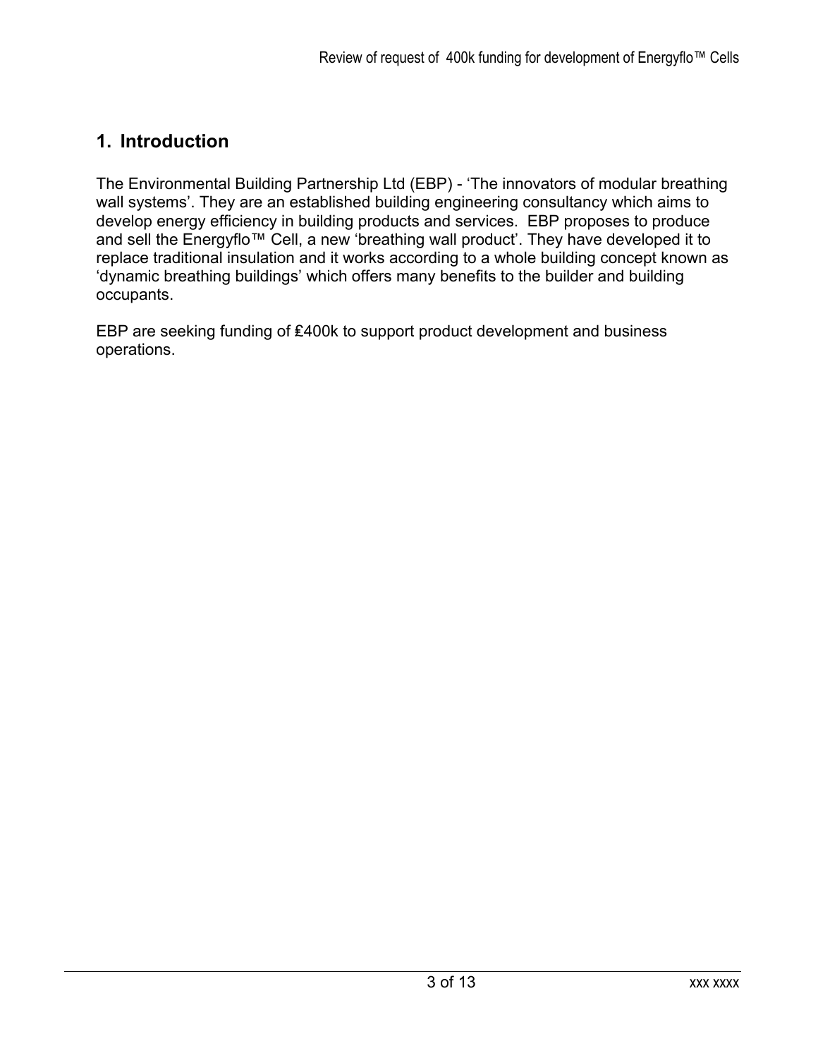## 1. Introduction

The Environmental Building Partnership Ltd (EBP) - 'The innovators of modular breathing wall systems'. They are an established building engineering consultancy which aims to develop energy efficiency in building products and services. EBP proposes to produce and sell the Energyflo™ Cell, a new 'breathing wall product'. They have developed it to replace traditional insulation and it works according to a whole building concept known as 'dynamic breathing buildings' which offers many benefits to the builder and building occupants.

EBP are seeking funding of £400k to support product development and business operations.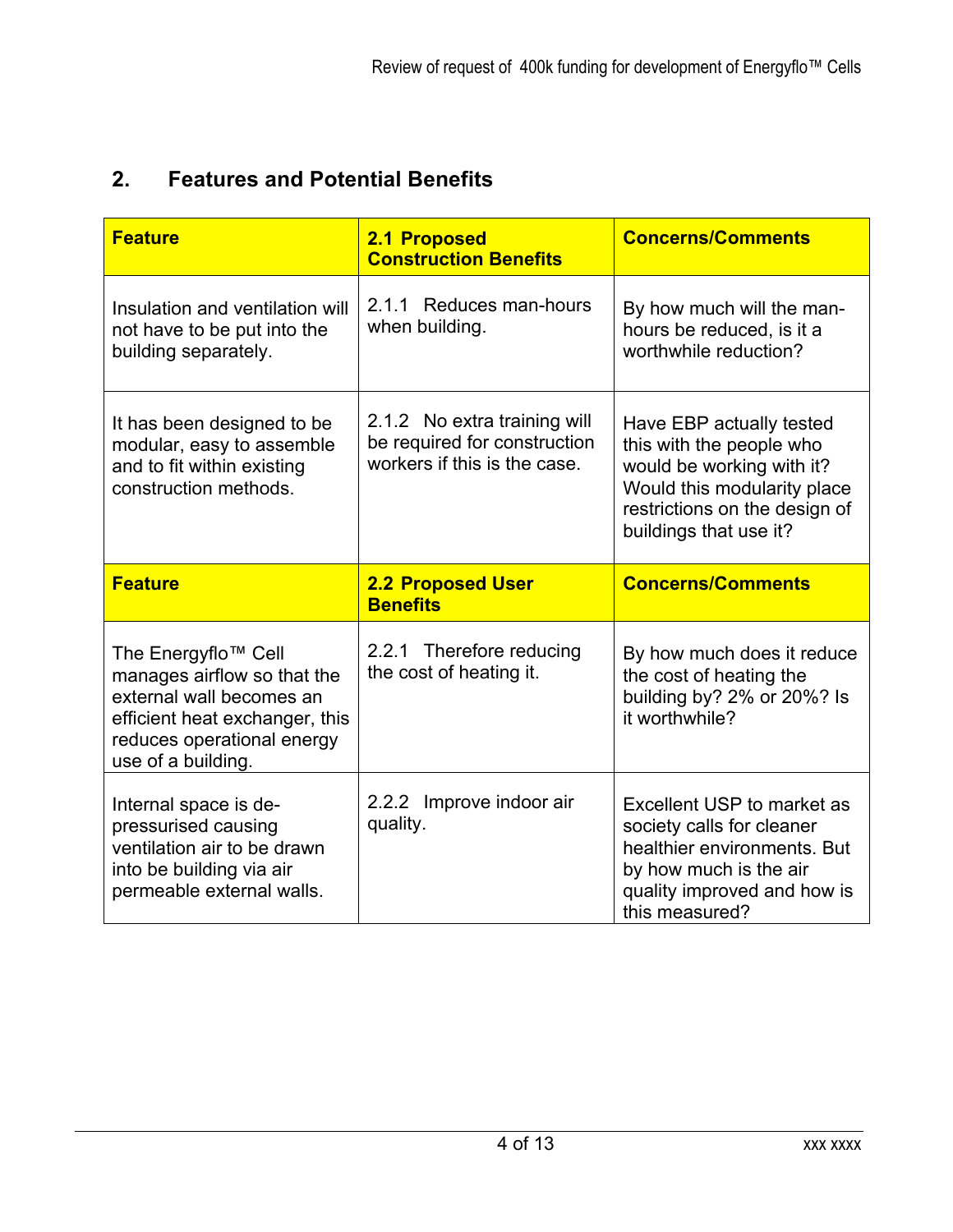## 2. Features and Potential Benefits

| Feature | 2.1 Proposed Construction Benefits | Concerns/Comments |
|---|---|---|
| Insulation and ventilation will not have to be put into the building separately. | 2.1.1 Reduces man-hours when building. | By how much will the man-hours be reduced, is it a worthwhile reduction? |
| It has been designed to be modular, easy to assemble and to fit within existing construction methods. | 2.1.2 No extra training will be required for construction workers if this is the case. | Have EBP actually tested this with the people who would be working with it? Would this modularity place restrictions on the design of buildings that use it? |
| **Feature** | **2.2 Proposed User Benefits** | **Concerns/Comments** |
| The Energyflo™ Cell manages airflow so that the external wall becomes an efficient heat exchanger, this reduces operational energy use of a building. | 2.2.1 Therefore reducing the cost of heating it. | By how much does it reduce the cost of heating the building by? 2% or 20%? Is it worthwhile? |
| Internal space is de-pressurised causing ventilation air to be drawn into be building via air permeable external walls. | 2.2.2 Improve indoor air quality. | Excellent USP to market as society calls for cleaner healthier environments. But by how much is the air quality improved and how is this measured? |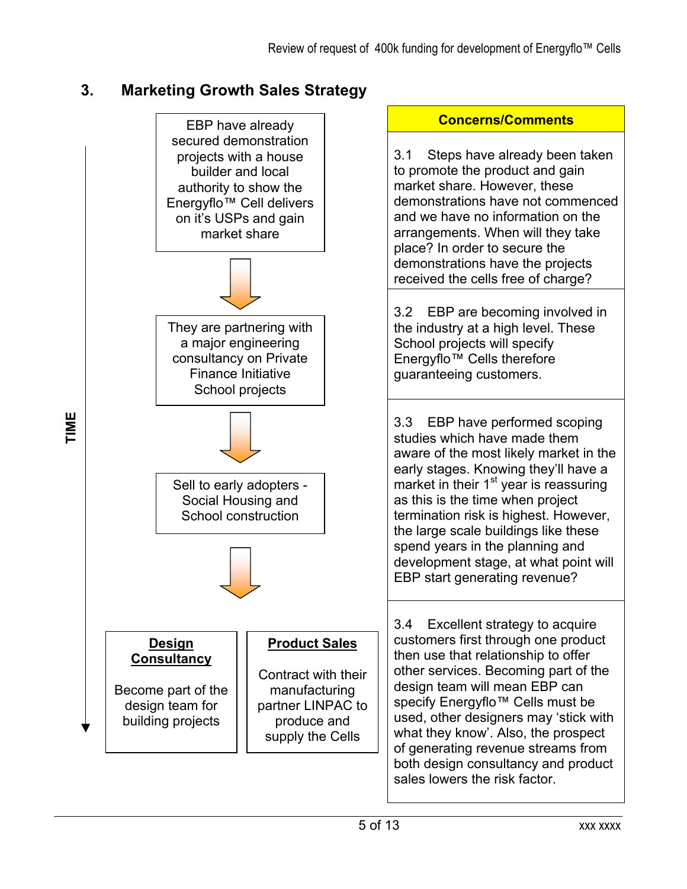## 3. Marketing Growth Sales Strategy

| TIME (flow) | Concerns/Comments |
|---|---|
| EBP have already secured demonstration projects with a house builder and local authority to show the Energyflo™ Cell delivers on it's USPs and gain market share | 3.1 Steps have already been taken to promote the product and gain market share. However, these demonstrations have not commenced and we have no information on the arrangements. When will they take place? In order to secure the demonstrations have the projects received the cells free of charge? |
| They are partnering with a major engineering consultancy on Private Finance Initiative School projects | 3.2 EBP are becoming involved in the industry at a high level. These School projects will specify Energyflo™ Cells therefore guaranteeing customers. |
| Sell to early adopters - Social Housing and School construction | 3.3 EBP have performed scoping studies which have made them aware of the most likely market in the early stages. Knowing they'll have a market in their 1st year is reassuring as this is the time when project termination risk is highest. However, the large scale buildings like these spend years in the planning and development stage, at what point will EBP start generating revenue? |
| **Design Consultancy** Become part of the design team for building projects / **Product Sales** Contract with their manufacturing partner LINPAC to produce and supply the Cells | 3.4 Excellent strategy to acquire customers first through one product then use that relationship to offer other services. Becoming part of the design team will mean EBP can specify Energyflo™ Cells must be used, other designers may 'stick with what they know'. Also, the prospect of generating revenue streams from both design consultancy and product sales lowers the risk factor. |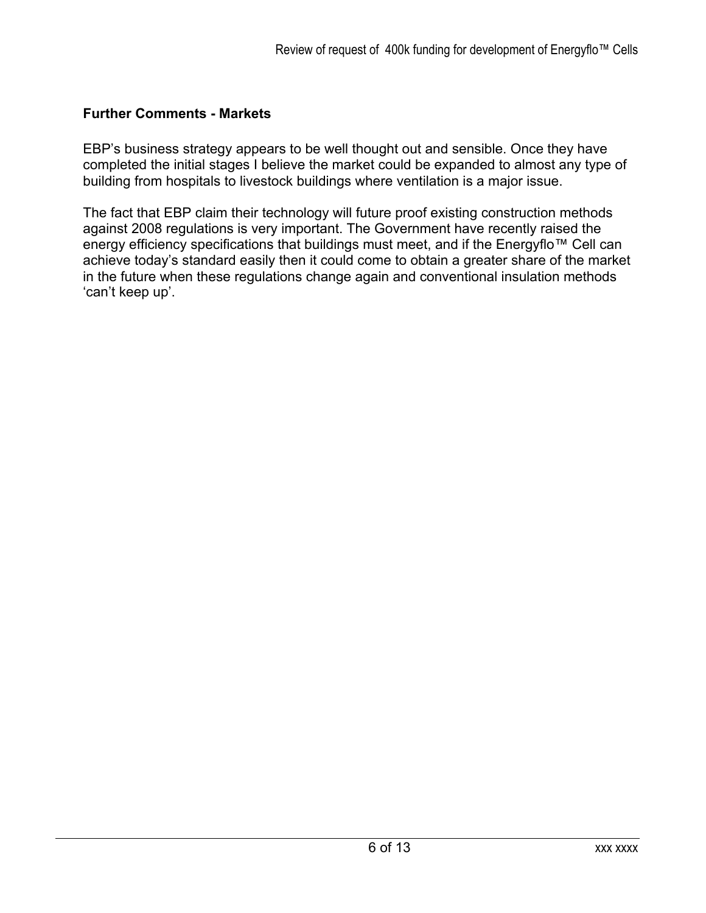**Further Comments - Markets**

EBP's business strategy appears to be well thought out and sensible. Once they have completed the initial stages I believe the market could be expanded to almost any type of building from hospitals to livestock buildings where ventilation is a major issue.

The fact that EBP claim their technology will future proof existing construction methods against 2008 regulations is very important. The Government have recently raised the energy efficiency specifications that buildings must meet, and if the Energyflo™ Cell can achieve today's standard easily then it could come to obtain a greater share of the market in the future when these regulations change again and conventional insulation methods 'can't keep up'.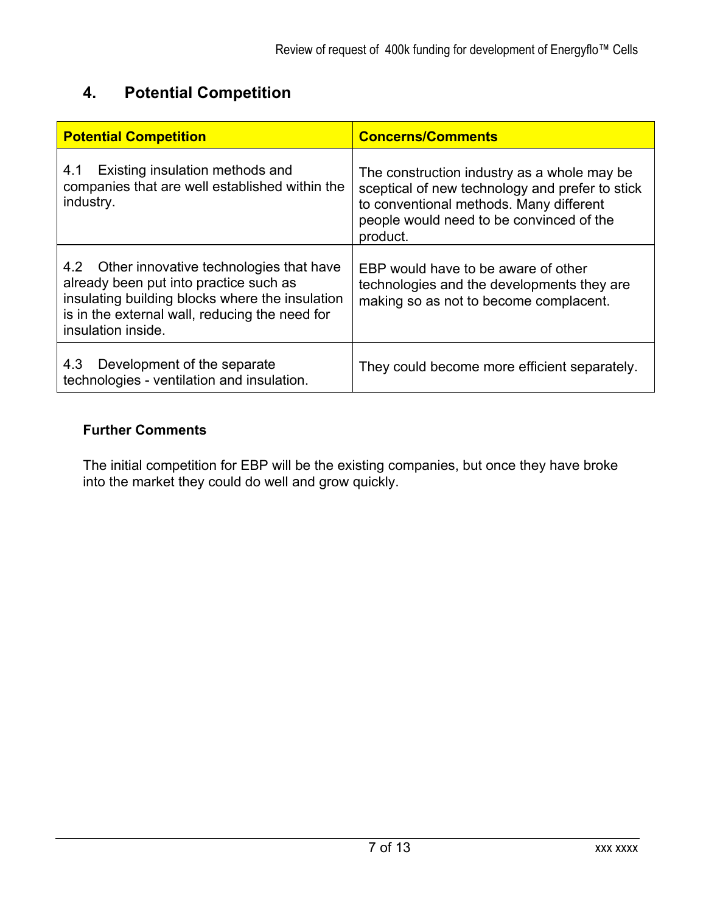## 4. Potential Competition

| Potential Competition | Concerns/Comments |
| --- | --- |
| 4.1 Existing insulation methods and companies that are well established within the industry. | The construction industry as a whole may be sceptical of new technology and prefer to stick to conventional methods. Many different people would need to be convinced of the product. |
| 4.2 Other innovative technologies that have already been put into practice such as insulating building blocks where the insulation is in the external wall, reducing the need for insulation inside. | EBP would have to be aware of other technologies and the developments they are making so as not to become complacent. |
| 4.3 Development of the separate technologies - ventilation and insulation. | They could become more efficient separately. |

**Further Comments**

The initial competition for EBP will be the existing companies, but once they have broke into the market they could do well and grow quickly.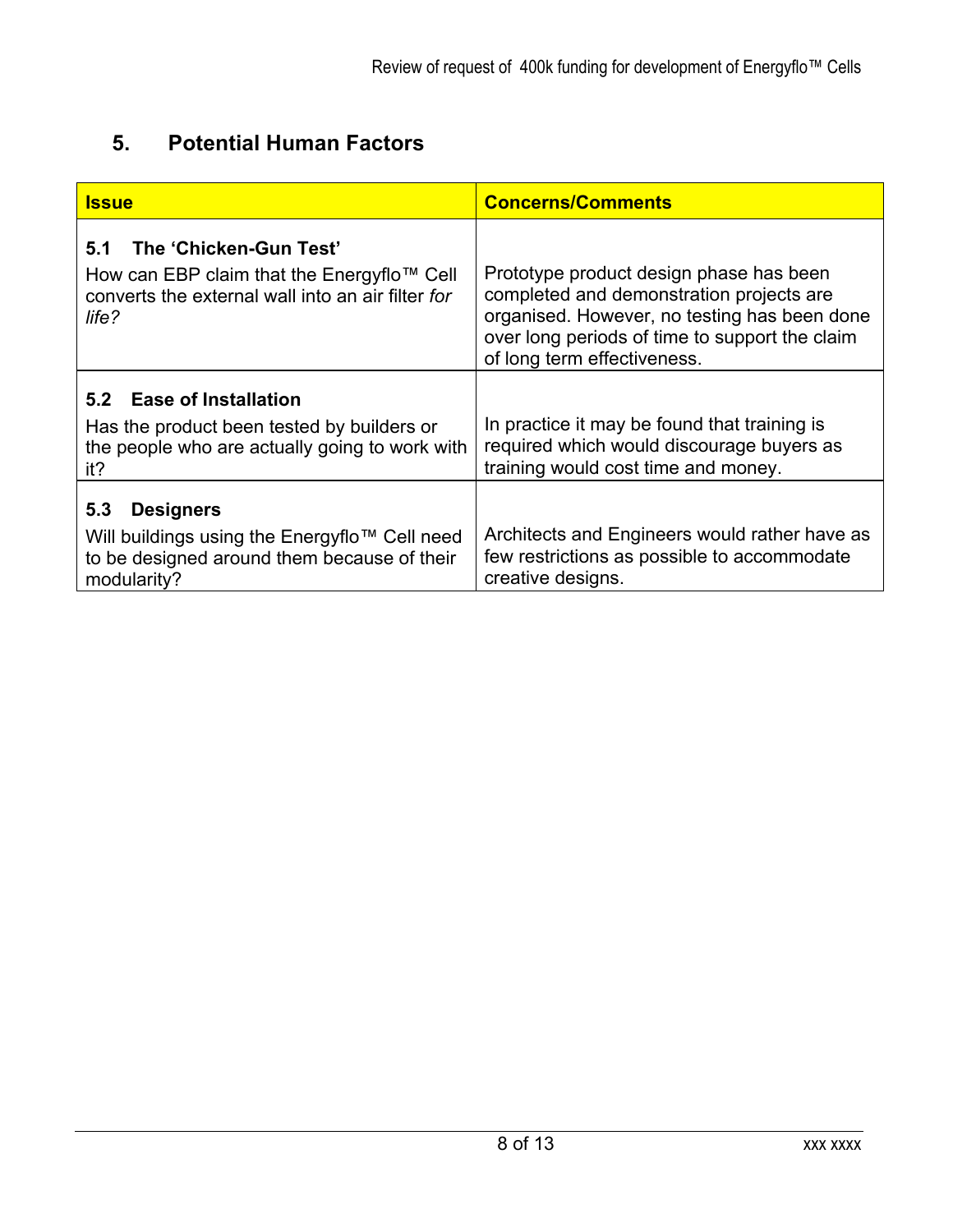## 5. Potential Human Factors

| Issue | Concerns/Comments |
| --- | --- |
| **5.1 The 'Chicken-Gun Test'**<br>How can EBP claim that the Energyflo™ Cell converts the external wall into an air filter *for life?* | Prototype product design phase has been completed and demonstration projects are organised. However, no testing has been done over long periods of time to support the claim of long term effectiveness. |
| **5.2 Ease of Installation**<br>Has the product been tested by builders or the people who are actually going to work with it? | In practice it may be found that training is required which would discourage buyers as training would cost time and money. |
| **5.3 Designers**<br>Will buildings using the Energyflo™ Cell need to be designed around them because of their modularity? | Architects and Engineers would rather have as few restrictions as possible to accommodate creative designs. |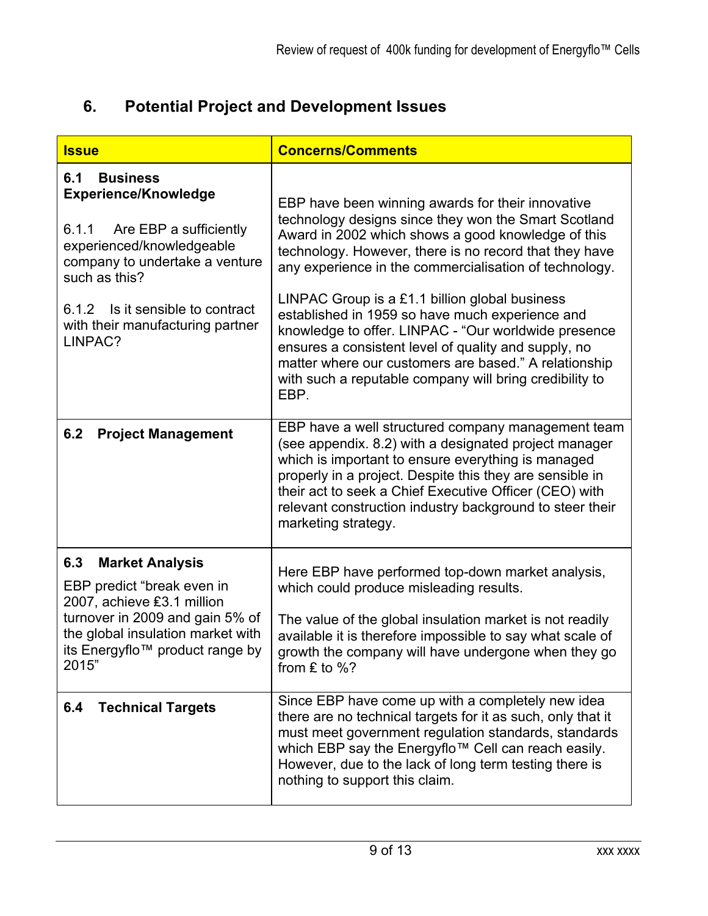## 6. Potential Project and Development Issues

| Issue | Concerns/Comments |
| --- | --- |
| **6.1 Business Experience/Knowledge**<br><br>6.1.1 Are EBP a sufficiently experienced/knowledgeable company to undertake a venture such as this?<br><br>6.1.2 Is it sensible to contract with their manufacturing partner LINPAC? | EBP have been winning awards for their innovative technology designs since they won the Smart Scotland Award in 2002 which shows a good knowledge of this technology. However, there is no record that they have any experience in the commercialisation of technology.<br><br>LINPAC Group is a £1.1 billion global business established in 1959 so have much experience and knowledge to offer. LINPAC - "Our worldwide presence ensures a consistent level of quality and supply, no matter where our customers are based." A relationship with such a reputable company will bring credibility to EBP. |
| **6.2 Project Management** | EBP have a well structured company management team (see appendix. 8.2) with a designated project manager which is important to ensure everything is managed properly in a project. Despite this they are sensible in their act to seek a Chief Executive Officer (CEO) with relevant construction industry background to steer their marketing strategy. |
| **6.3 Market Analysis**<br><br>EBP predict "break even in 2007, achieve £3.1 million turnover in 2009 and gain 5% of the global insulation market with its Energyflo™ product range by 2015" | Here EBP have performed top-down market analysis, which could produce misleading results.<br><br>The value of the global insulation market is not readily available it is therefore impossible to say what scale of growth the company will have undergone when they go from £ to %? |
| **6.4 Technical Targets** | Since EBP have come up with a completely new idea there are no technical targets for it as such, only that it must meet government regulation standards, standards which EBP say the Energyflo™ Cell can reach easily. However, due to the lack of long term testing there is nothing to support this claim. |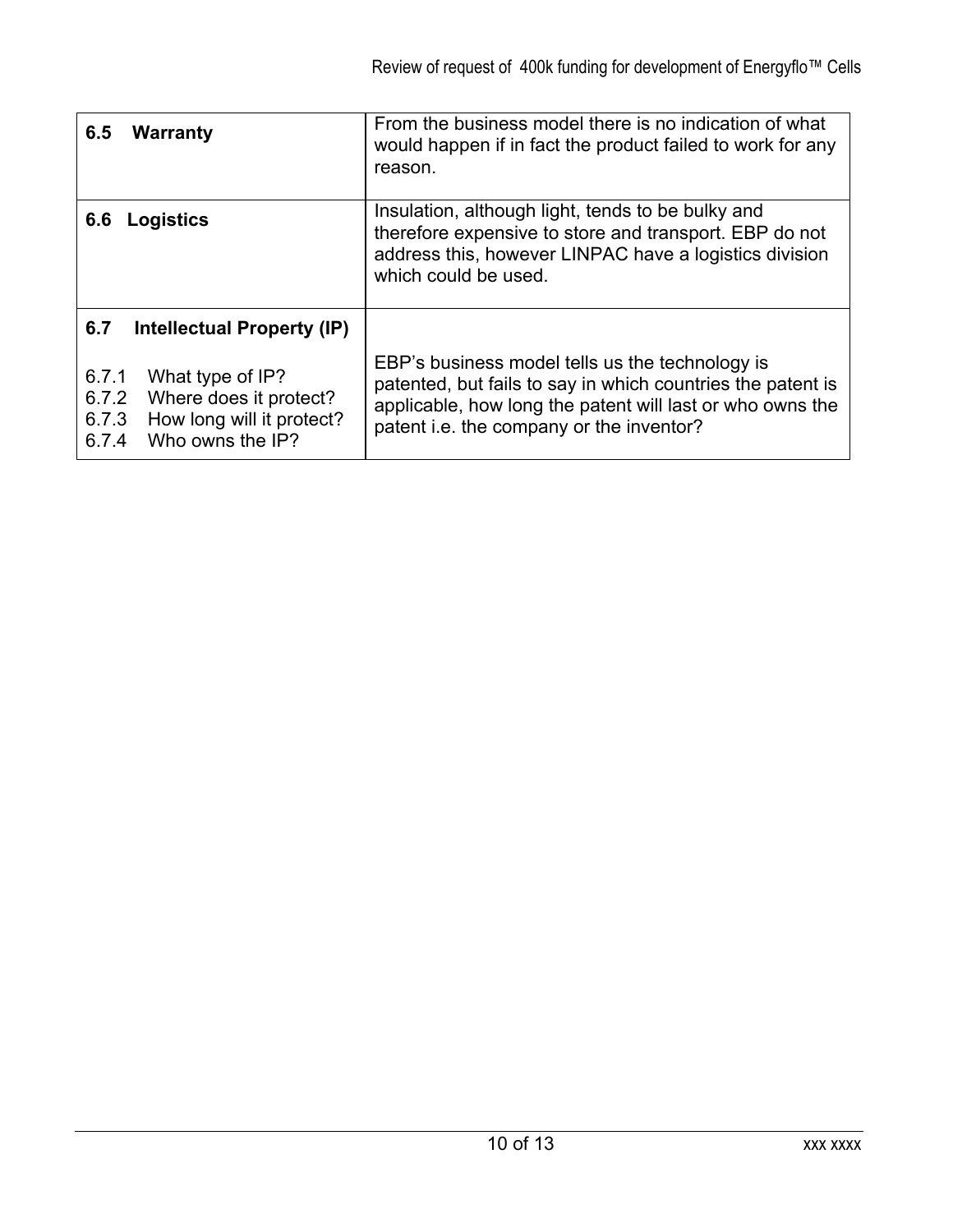| | |
|---|---|
| **6.5 Warranty** | From the business model there is no indication of what would happen if in fact the product failed to work for any reason. |
| **6.6 Logistics** | Insulation, although light, tends to be bulky and therefore expensive to store and transport. EBP do not address this, however LINPAC have a logistics division which could be used. |
| **6.7 Intellectual Property (IP)**<br><br>6.7.1 What type of IP?<br>6.7.2 Where does it protect?<br>6.7.3 How long will it protect?<br>6.7.4 Who owns the IP? | EBP's business model tells us the technology is patented, but fails to say in which countries the patent is applicable, how long the patent will last or who owns the patent i.e. the company or the inventor? |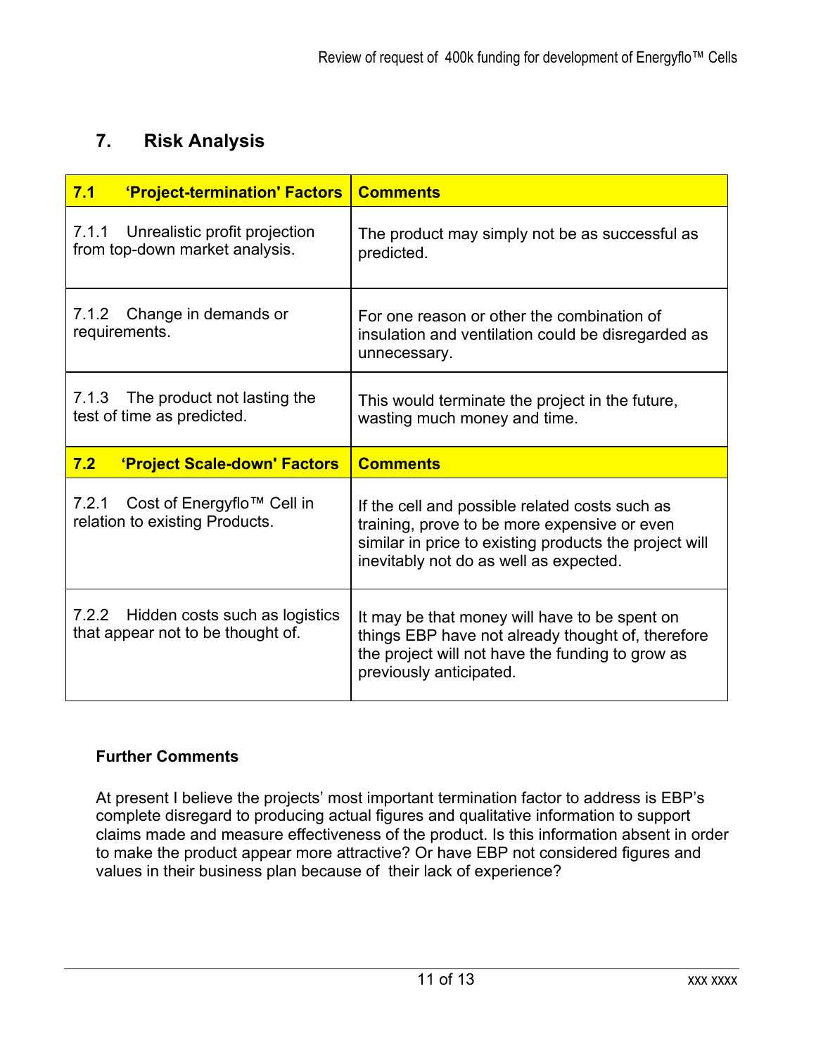## 7. Risk Analysis

| 7.1 'Project-termination' Factors | Comments |
|---|---|
| 7.1.1 Unrealistic profit projection from top-down market analysis. | The product may simply not be as successful as predicted. |
| 7.1.2 Change in demands or requirements. | For one reason or other the combination of insulation and ventilation could be disregarded as unnecessary. |
| 7.1.3 The product not lasting the test of time as predicted. | This would terminate the project in the future, wasting much money and time. |
| **7.2 'Project Scale-down' Factors** | **Comments** |
| 7.2.1 Cost of Energyflo™ Cell in relation to existing Products. | If the cell and possible related costs such as training, prove to be more expensive or even similar in price to existing products the project will inevitably not do as well as expected. |
| 7.2.2 Hidden costs such as logistics that appear not to be thought of. | It may be that money will have to be spent on things EBP have not already thought of, therefore the project will not have the funding to grow as previously anticipated. |

**Further Comments**

At present I believe the projects' most important termination factor to address is EBP's complete disregard to producing actual figures and qualitative information to support claims made and measure effectiveness of the product. Is this information absent in order to make the product appear more attractive? Or have EBP not considered figures and values in their business plan because of their lack of experience?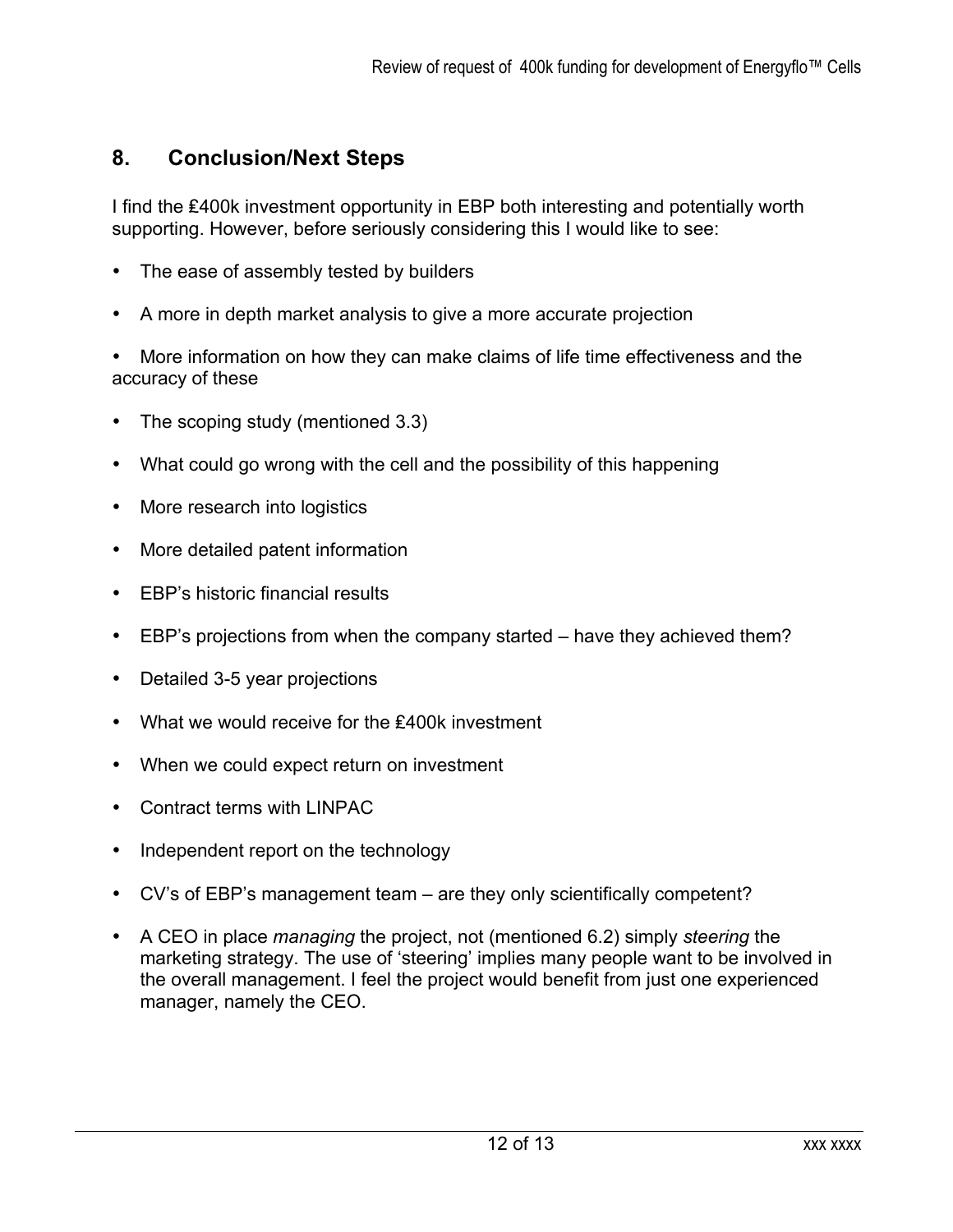## 8. Conclusion/Next Steps

I find the £400k investment opportunity in EBP both interesting and potentially worth supporting. However, before seriously considering this I would like to see:

- The ease of assembly tested by builders
- A more in depth market analysis to give a more accurate projection
- More information on how they can make claims of life time effectiveness and the accuracy of these
- The scoping study (mentioned 3.3)
- What could go wrong with the cell and the possibility of this happening
- More research into logistics
- More detailed patent information
- EBP's historic financial results
- EBP's projections from when the company started – have they achieved them?
- Detailed 3-5 year projections
- What we would receive for the £400k investment
- When we could expect return on investment
- Contract terms with LINPAC
- Independent report on the technology
- CV's of EBP's management team – are they only scientifically competent?
- A CEO in place *managing* the project, not (mentioned 6.2) simply *steering* the marketing strategy. The use of 'steering' implies many people want to be involved in the overall management. I feel the project would benefit from just one experienced manager, namely the CEO.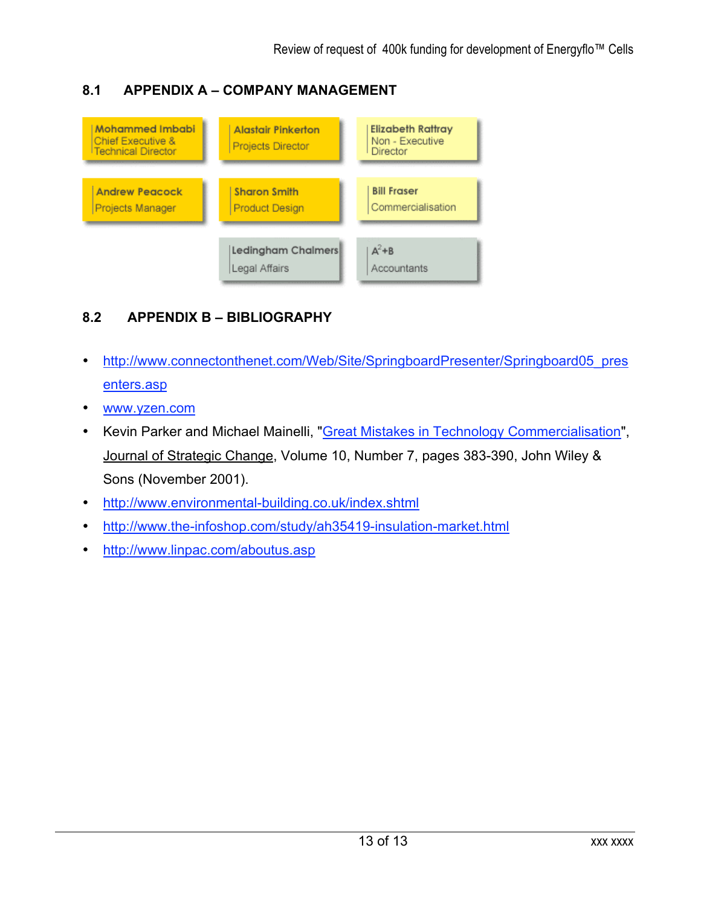## 8.1 APPENDIX A – COMPANY MANAGEMENT

Mohammed Imbabi
Chief Executive & Technical Director

Alastair Pinkerton
Projects Director

Elizabeth Rattray
Non - Executive Director

Andrew Peacock
Projects Manager

Sharon Smith
Product Design

Bill Fraser
Commercialisation

Ledingham Chalmers
Legal Affairs

$A^2$+B
Accountants

## 8.2 APPENDIX B – BIBLIOGRAPHY

- http://www.connectonthenet.com/Web/Site/SpringboardPresenter/Springboard05_presenters.asp
- www.yzen.com
- Kevin Parker and Michael Mainelli, "Great Mistakes in Technology Commercialisation", Journal of Strategic Change, Volume 10, Number 7, pages 383-390, John Wiley & Sons (November 2001).
- http://www.environmental-building.co.uk/index.shtml
- http://www.the-infoshop.com/study/ah35419-insulation-market.html
- http://www.linpac.com/aboutus.asp